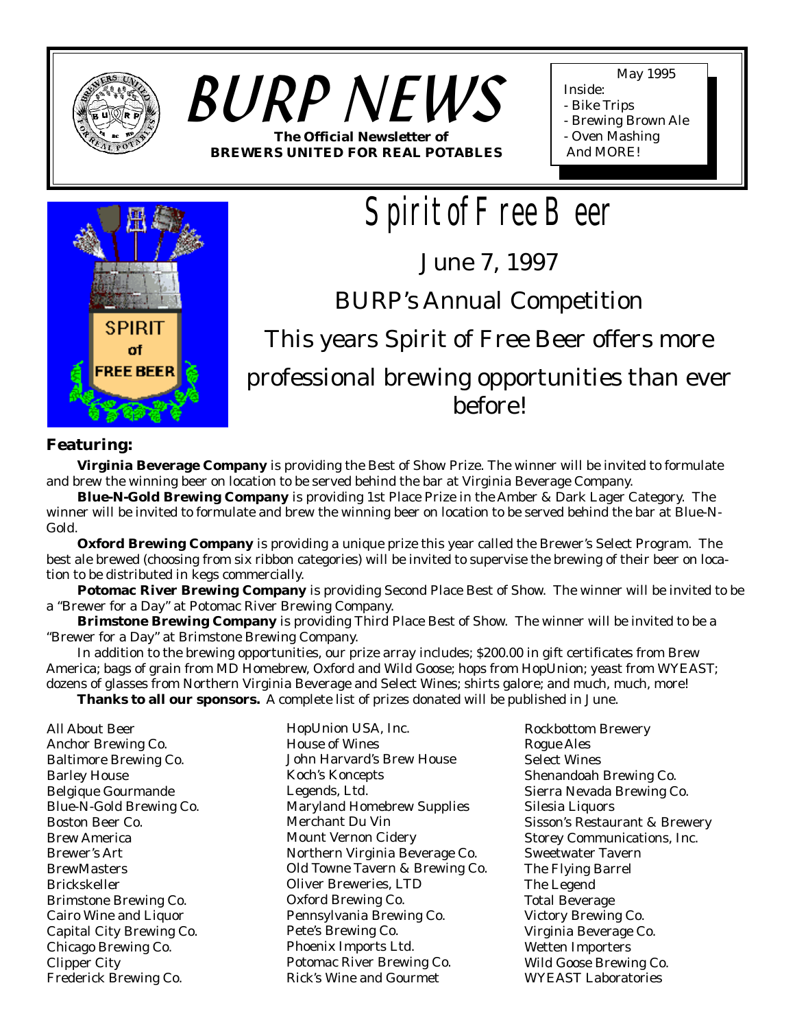# BURP NEWS

**The Official Newsletter of BREWERS UNITED FOR REAL POTABLES**

May 1995

Inside:
- Bike Trips
- Brewing Brown Ale
- Oven Mashing

And MORE!

# Spirit of Free Beer

## June 7, 1997

## BURP's Annual Competition

## This years Spirit of Free Beer offers more professional brewing opportunities than ever before!

### Featuring:

**Virginia Beverage Company** is providing the Best of Show Prize. The winner will be invited to formulate and brew the winning beer on location to be served behind the bar at Virginia Beverage Company.

**Blue-N-Gold Brewing Company** is providing 1st Place Prize in the Amber & Dark Lager Category. The winner will be invited to formulate and brew the winning beer on location to be served behind the bar at Blue-N-Gold.

**Oxford Brewing Company** is providing a unique prize this year called the Brewer's Select Program. The best ale brewed (choosing from six ribbon categories) will be invited to supervise the brewing of their beer on location to be distributed in kegs commercially.

**Potomac River Brewing Company** is providing Second Place Best of Show. The winner will be invited to be a "Brewer for a Day" at Potomac River Brewing Company.

**Brimstone Brewing Company** is providing Third Place Best of Show. The winner will be invited to be a "Brewer for a Day" at Brimstone Brewing Company.

In addition to the brewing opportunities, our prize array includes; $200.00 in gift certificates from Brew America; bags of grain from MD Homebrew, Oxford and Wild Goose; hops from HopUnion; yeast from WYEAST; dozens of glasses from Northern Virginia Beverage and Select Wines; shirts galore; and much, much, more!

**Thanks to all our sponsors.** A complete list of prizes donated will be published in June.

All About Beer
Anchor Brewing Co.
Baltimore Brewing Co.
Barley House
Belgique Gourmande
Blue-N-Gold Brewing Co.
Boston Beer Co.
Brew America
Brewer's Art
BrewMasters
Brickskeller
Brimstone Brewing Co.
Cairo Wine and Liquor
Capital City Brewing Co.
Chicago Brewing Co.
Clipper City
Frederick Brewing Co.
HopUnion USA, Inc.
House of Wines
John Harvard's Brew House
Koch's Koncepts
Legends, Ltd.
Maryland Homebrew Supplies
Merchant Du Vin
Mount Vernon Cidery
Northern Virginia Beverage Co.
Old Towne Tavern & Brewing Co.
Oliver Breweries, LTD
Oxford Brewing Co.
Pennsylvania Brewing Co.
Pete's Brewing Co.
Phoenix Imports Ltd.
Potomac River Brewing Co.
Rick's Wine and Gourmet
Rockbottom Brewery
Rogue Ales
Select Wines
Shenandoah Brewing Co.
Sierra Nevada Brewing Co.
Silesia Liquors
Sisson's Restaurant & Brewery
Storey Communications, Inc.
Sweetwater Tavern
The Flying Barrel
The Legend
Total Beverage
Victory Brewing Co.
Virginia Beverage Co.
Wetten Importers
Wild Goose Brewing Co.
WYEAST Laboratories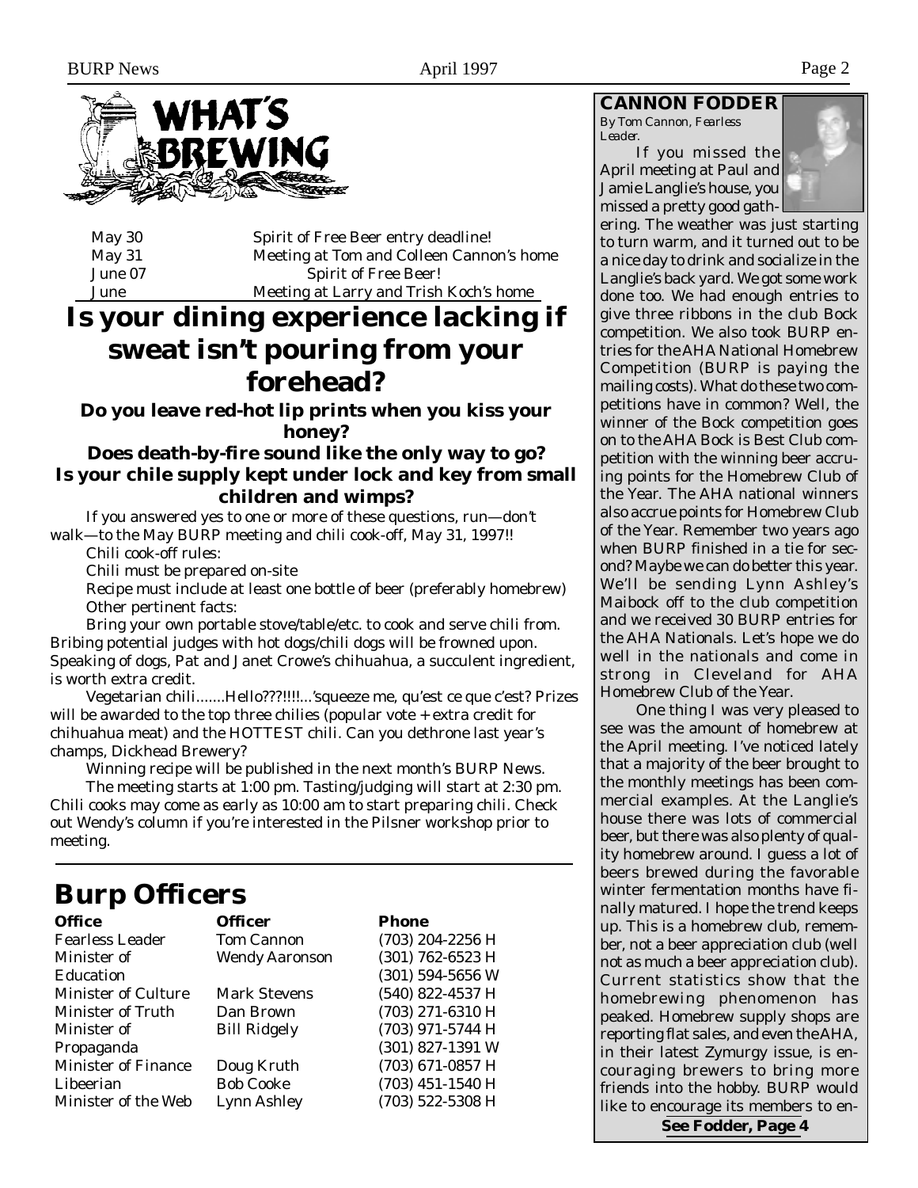# What's Brewing

| | |
|---|---|
| May 30 | Spirit of Free Beer entry deadline! |
| May 31 | Meeting at Tom and Colleen Cannon's home |
| June 07 | Spirit of Free Beer! |
| June | Meeting at Larry and Trish Koch's home |

# Is your dining experience lacking if sweat isn't pouring from your forehead?

### Do you leave red-hot lip prints when you kiss your honey?

### Does death-by-fire sound like the only way to go?

### Is your chile supply kept under lock and key from small children and wimps?

If you answered yes to one or more of these questions, run—don't walk—to the May BURP meeting and chili cook-off, May 31, 1997!!

Chili cook-off rules:

Chili must be prepared on-site

Recipe must include at least one bottle of beer (preferably homebrew)

Other pertinent facts:

Bring your own portable stove/table/etc. to cook and serve chili from. Bribing potential judges with hot dogs/chili dogs will be frowned upon. Speaking of dogs, Pat and Janet Crowe's chihuahua, a succulent ingredient, is worth extra credit.

Vegetarian chili.......Hello???!!!!...'squeeze me, qu'est ce que c'est? Prizes will be awarded to the top three chilies (popular vote + extra credit for chihuahua meat) and the HOTTEST chili. Can you dethrone last year's champs, Dickhead Brewery?

Winning recipe will be published in the next month's BURP News.

The meeting starts at 1:00 pm. Tasting/judging will start at 2:30 pm. Chili cooks may come as early as 10:00 am to start preparing chili. Check out Wendy's column if you're interested in the Pilsner workshop prior to meeting.

## Burp Officers

| Office | Officer | Phone |
|---|---|---|
| Fearless Leader | Tom Cannon | (703) 204-2256 H |
| Minister of Education | Wendy Aaronson | (301) 762-6523 H<br>(301) 594-5656 W |
| Minister of Culture | Mark Stevens | (540) 822-4537 H |
| Minister of Truth | Dan Brown | (703) 271-6310 H |
| Minister of Propaganda | Bill Ridgely | (703) 971-5744 H<br>(301) 827-1391 W |
| Minister of Finance | Doug Kruth | (703) 671-0857 H |
| Libeerian | Bob Cooke | (703) 451-1540 H |
| Minister of the Web | Lynn Ashley | (703) 522-5308 H |

## CANNON FODDER

*By Tom Cannon, Fearless Leader.*

If you missed the April meeting at Paul and Jamie Langlie's house, you missed a pretty good gathering. The weather was just starting to turn warm, and it turned out to be a nice day to drink and socialize in the Langlie's back yard. We got some work done too. We had enough entries to give three ribbons in the club Bock competition. We also took BURP entries for the AHA National Homebrew Competition (BURP is paying the mailing costs). What do these two competitions have in common? Well, the winner of the Bock competition goes on to the AHA Bock is Best Club competition with the winning beer accruing points for the Homebrew Club of the Year. The AHA national winners also accrue points for Homebrew Club of the Year. Remember two years ago when BURP finished in a tie for second? Maybe we can do better this year. We'll be sending Lynn Ashley's Maibock off to the club competition and we received 30 BURP entries for the AHA Nationals. Let's hope we do well in the nationals and come in strong in Cleveland for AHA Homebrew Club of the Year.

One thing I was very pleased to see was the amount of homebrew at the April meeting. I've noticed lately that a majority of the beer brought to the monthly meetings has been commercial examples. At the Langlie's house there was lots of commercial beer, but there was also plenty of quality homebrew around. I guess a lot of beers brewed during the favorable winter fermentation months have finally matured. I hope the trend keeps up. This is a homebrew club, remember, not a beer appreciation club (well not as much a beer appreciation club). Current statistics show that the homebrewing phenomenon has peaked. Homebrew supply shops are reporting flat sales, and even the AHA, in their latest Zymurgy issue, is encouraging brewers to bring more friends into the hobby. BURP would like to encourage its members to en-

**See Fodder, Page 4**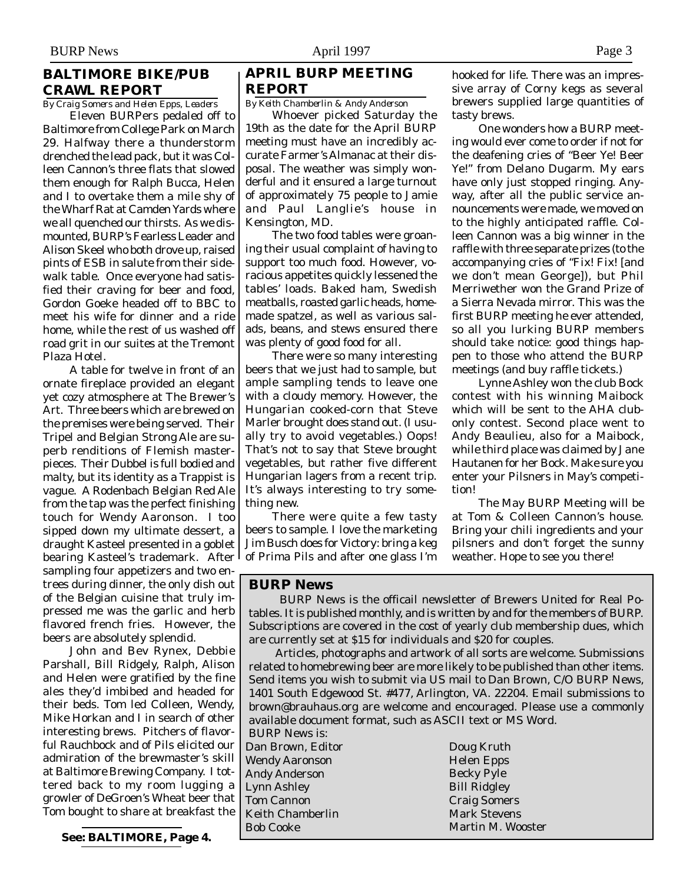## BALTIMORE BIKE/PUB CRAWL REPORT

*By Craig Somers and Helen Epps, Leaders*

Eleven BURPers pedaled off to Baltimore from College Park on March 29. Halfway there a thunderstorm drenched the lead pack, but it was Colleen Cannon's three flats that slowed them enough for Ralph Bucca, Helen and I to overtake them a mile shy of the Wharf Rat at Camden Yards where we all quenched our thirsts. As we dismounted, BURP's Fearless Leader and Alison Skeel who both drove up, raised pints of ESB in salute from their sidewalk table. Once everyone had satisfied their craving for beer and food, Gordon Goeke headed off to BBC to meet his wife for dinner and a ride home, while the rest of us washed off road grit in our suites at the Tremont Plaza Hotel.

A table for twelve in front of an ornate fireplace provided an elegant yet cozy atmosphere at The Brewer's Art. Three beers which are brewed on the premises were being served. Their Tripel and Belgian Strong Ale are superb renditions of Flemish masterpieces. Their Dubbel is full bodied and malty, but its identity as a Trappist is vague. A Rodenbach Belgian Red Ale from the tap was the perfect finishing touch for Wendy Aaronson. I too sipped down my ultimate dessert, a draught Kasteel presented in a goblet bearing Kasteel's trademark. After sampling four appetizers and two entrees during dinner, the only dish out of the Belgian cuisine that truly impressed me was the garlic and herb flavored french fries. However, the beers are absolutely splendid.

John and Bev Rynex, Debbie Parshall, Bill Ridgely, Ralph, Alison and Helen were gratified by the fine ales they'd imbibed and headed for their beds. Tom led Colleen, Wendy, Mike Horkan and I in search of other interesting brews. Pitchers of flavorful Rauchbock and of Pils elicited our admiration of the brewmaster's skill at Baltimore Brewing Company. I tottered back to my room lugging a growler of DeGroen's Wheat beer that Tom bought to share at breakfast the

**See: BALTIMORE, Page 4.**

## APRIL BURP MEETING REPORT

*By Keith Chamberlin & Andy Anderson*

Whoever picked Saturday the 19th as the date for the April BURP meeting must have an incredibly accurate Farmer's Almanac at their disposal. The weather was simply wonderful and it ensured a large turnout of approximately 75 people to Jamie and Paul Langlie's house in Kensington, MD.

The two food tables were groaning their usual complaint of having to support too much food. However, voracious appetites quickly lessened the tables' loads. Baked ham, Swedish meatballs, roasted garlic heads, homemade spatzel, as well as various salads, beans, and stews ensured there was plenty of good food for all.

There were so many interesting beers that we just had to sample, but ample sampling tends to leave one with a cloudy memory. However, the Hungarian cooked-corn that Steve Marler brought does stand out. (I usually try to avoid vegetables.) Oops! That's not to say that Steve brought vegetables, but rather five different Hungarian lagers from a recent trip. It's always interesting to try something new.

There were quite a few tasty beers to sample. I love the marketing Jim Busch does for Victory: bring a keg of Prima Pils and after one glass I'm hooked for life. There was an impressive array of Corny kegs as several brewers supplied large quantities of tasty brews.

One wonders how a BURP meeting would ever come to order if not for the deafening cries of "Beer Ye! Beer Ye!" from Delano Dugarm. My ears have only just stopped ringing. Anyway, after all the public service announcements were made, we moved on to the highly anticipated raffle. Colleen Cannon was a big winner in the raffle with three separate prizes (to the accompanying cries of "Fix! Fix! [and we don't mean George]), but Phil Merriwether won the Grand Prize of a Sierra Nevada mirror. This was the first BURP meeting he ever attended, so all you lurking BURP members should take notice: good things happen to those who attend the BURP meetings (and buy raffle tickets.)

Lynne Ashley won the club Bock contest with his winning Maibock which will be sent to the AHA club-only contest. Second place went to Andy Beaulieu, also for a Maibock, while third place was claimed by Jane Hautanen for her Bock. Make sure you enter your Pilsners in May's competition!

The May BURP Meeting will be at Tom & Colleen Cannon's house. Bring your chili ingredients and your pilsners and don't forget the sunny weather. Hope to see you there!

### BURP News

BURP News is the officail newsletter of Brewers United for Real Potables. It is published monthly, and is written by and for the members of BURP. Subscriptions are covered in the cost of yearly club membership dues, which are currently set at $15 for individuals and $20 for couples.

Articles, photographs and artwork of all sorts are welcome. Submissions related to homebrewing beer are more likely to be published than other items. Send items you wish to submit via US mail to Dan Brown, C/O BURP News, 1401 South Edgewood St. #477, Arlington, VA. 22204. Email submissions to brown@brauhaus.org are welcome and encouraged. Please use a commonly available document format, such as ASCII text or MS Word.

BURP News is:

Dan Brown, Editor
Wendy Aaronson
Andy Anderson
Lynn Ashley
Tom Cannon
Keith Chamberlin
Bob Cooke
Doug Kruth
Helen Epps
Becky Pyle
Bill Ridgley
Craig Somers
Mark Stevens
Martin M. Wooster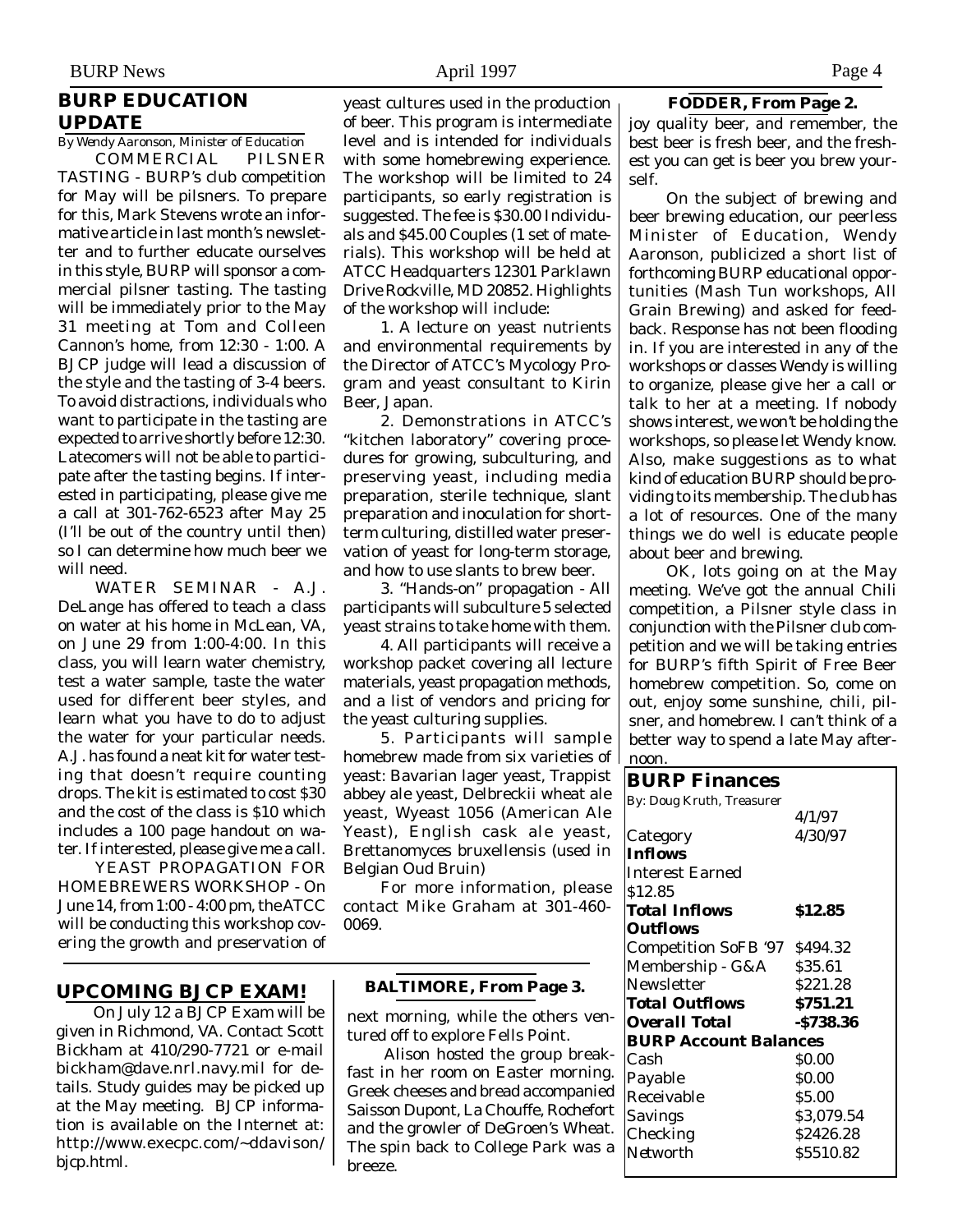## BURP EDUCATION UPDATE

*By Wendy Aaronson, Minister of Education*

COMMERCIAL PILSNER TASTING - BURP's club competition for May will be pilsners. To prepare for this, Mark Stevens wrote an informative article in last month's newsletter and to further educate ourselves in this style, BURP will sponsor a commercial pilsner tasting. The tasting will be immediately prior to the May 31 meeting at Tom and Colleen Cannon's home, from 12:30 - 1:00. A BJCP judge will lead a discussion of the style and the tasting of 3-4 beers. To avoid distractions, individuals who want to participate in the tasting are expected to arrive shortly before 12:30. Latecomers will not be able to participate after the tasting begins. If interested in participating, please give me a call at 301-762-6523 after May 25 (I'll be out of the country until then) so I can determine how much beer we will need.

WATER SEMINAR - A.J. DeLange has offered to teach a class on water at his home in McLean, VA, on June 29 from 1:00-4:00. In this class, you will learn water chemistry, test a water sample, taste the water used for different beer styles, and learn what you have to do to adjust the water for your particular needs. A.J. has found a neat kit for water testing that doesn't require counting drops. The kit is estimated to cost $30 and the cost of the class is $10 which includes a 100 page handout on water. If interested, please give me a call.

YEAST PROPAGATION FOR HOMEBREWERS WORKSHOP - On June 14, from 1:00 - 4:00 pm, the ATCC will be conducting this workshop covering the growth and preservation of yeast cultures used in the production of beer. This program is intermediate level and is intended for individuals with some homebrewing experience. The workshop will be limited to 24 participants, so early registration is suggested. The fee is $30.00 Individuals and $45.00 Couples (1 set of materials). This workshop will be held at ATCC Headquarters 12301 Parklawn Drive Rockville, MD 20852. Highlights of the workshop will include:

1. A lecture on yeast nutrients and environmental requirements by the Director of ATCC's Mycology Program and yeast consultant to Kirin Beer, Japan.

2. Demonstrations in ATCC's "kitchen laboratory" covering procedures for growing, subculturing, and preserving yeast, including media preparation, sterile technique, slant preparation and inoculation for short-term culturing, distilled water preservation of yeast for long-term storage, and how to use slants to brew beer.

3. "Hands-on" propagation - All participants will subculture 5 selected yeast strains to take home with them.

4. All participants will receive a workshop packet covering all lecture materials, yeast propagation methods, and a list of vendors and pricing for the yeast culturing supplies.

5. Participants will sample homebrew made from six varieties of yeast: Bavarian lager yeast, Trappist abbey ale yeast, Delbreckii wheat ale yeast, Wyeast 1056 (American Ale Yeast), English cask ale yeast, Brettanomyces bruxellensis (used in Belgian Oud Bruin)

For more information, please contact Mike Graham at 301-460-0069.

## UPCOMING BJCP EXAM!

On July 12 a BJCP Exam will be given in Richmond, VA. Contact Scott Bickham at 410/290-7721 or e-mail bickham@dave.nrl.navy.mil for details. Study guides may be picked up at the May meeting. BJCP information is available on the Internet at: http://www.execpc.com/~ddavison/bjcp.html.

### BALTIMORE, From Page 3.

next morning, while the others ventured off to explore Fells Point.

Alison hosted the group breakfast in her room on Easter morning. Greek cheeses and bread accompanied Saisson Dupont, La Chouffe, Rochefort and the growler of DeGroen's Wheat. The spin back to College Park was a breeze.

### FODDER, From Page 2.

joy quality beer, and remember, the best beer is fresh beer, and the freshest you can get is beer you brew yourself.

On the subject of brewing and beer brewing education, our peerless Minister of Education, Wendy Aaronson, publicized a short list of forthcoming BURP educational opportunities (Mash Tun workshops, All Grain Brewing) and asked for feedback. Response has not been flooding in. If you are interested in any of the workshops or classes Wendy is willing to organize, please give her a call or talk to her at a meeting. If nobody shows interest, we won't be holding the workshops, so please let Wendy know. Also, make suggestions as to what kind of education BURP should be providing to its membership. The club has a lot of resources. One of the many things we do well is educate people about beer and brewing.

OK, lots going on at the May meeting. We've got the annual Chili competition, a Pilsner style class in conjunction with the Pilsner club competition and we will be taking entries for BURP's fifth Spirit of Free Beer homebrew competition. So, come on out, enjoy some sunshine, chili, pilsner, and homebrew. I can't think of a better way to spend a late May afternoon.

## BURP Finances

By: Doug Kruth, Treasurer

| Category | 4/1/97 4/30/97 |
|---|---|
| **Inflows** | |
| Interest Earned | $12.85 |
| **Total Inflows** | **$12.85** |
| **Outflows** | |
| Competition SoFB '97 | $494.32 |
| Membership - G&A | $35.61 |
| Newsletter | $221.28 |
| **Total Outflows** | **$751.21** |
| ***Overall Total*** | **-$738.36** |
| **BURP Account Balances** | |
| Cash | $0.00 |
| Payable | $0.00 |
| Receivable | $5.00 |
| Savings | $3,079.54 |
| Checking | $2426.28 |
| Networth | $5510.82 |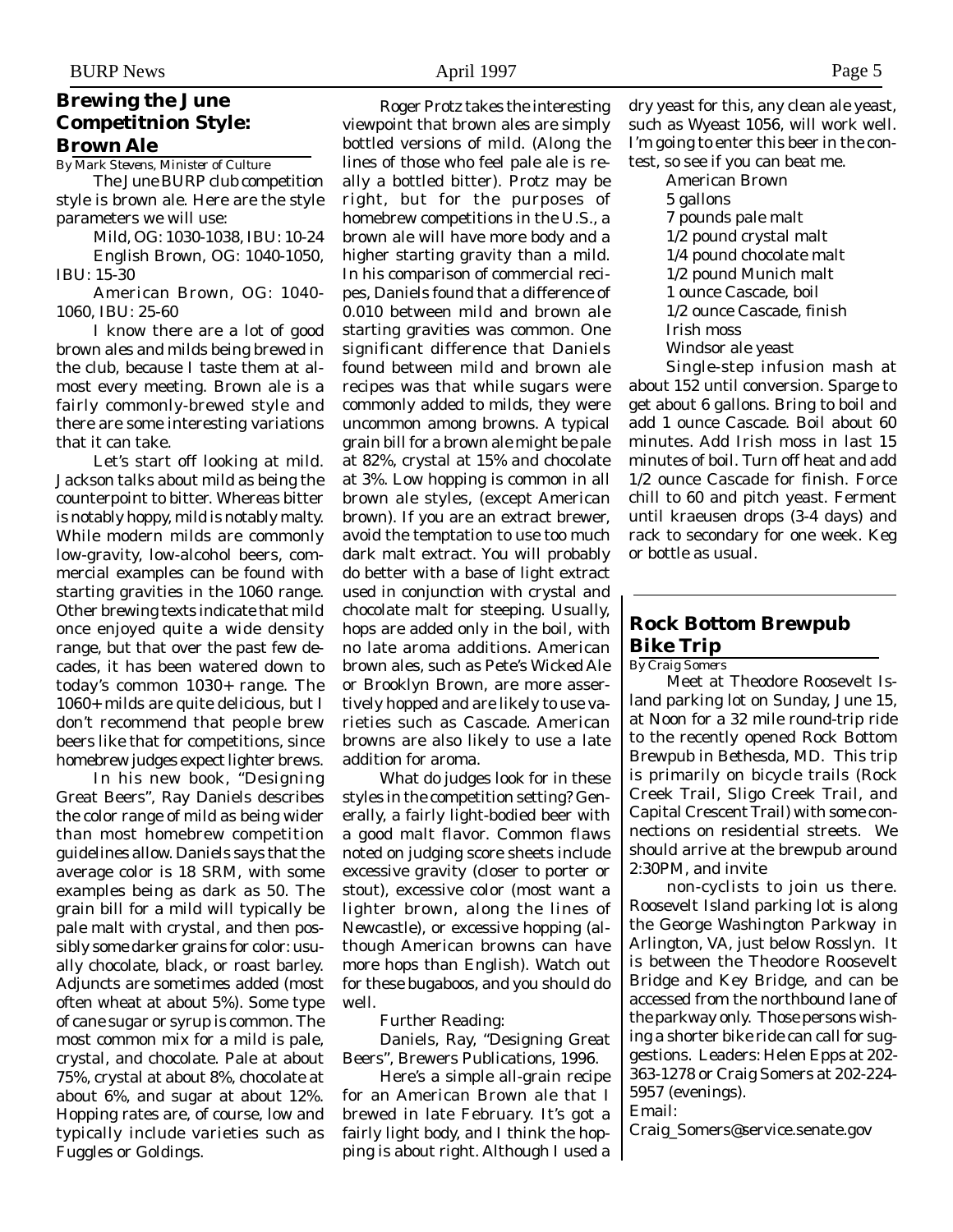## Brewing the June Competitnion Style: Brown Ale

*By Mark Stevens, Minister of Culture*

The June BURP club competition style is brown ale. Here are the style parameters we will use:

Mild, OG: 1030-1038, IBU: 10-24

English Brown, OG: 1040-1050, IBU: 15-30

American Brown, OG: 1040-1060, IBU: 25-60

I know there are a lot of good brown ales and milds being brewed in the club, because I taste them at almost every meeting. Brown ale is a fairly commonly-brewed style and there are some interesting variations that it can take.

Let's start off looking at mild. Jackson talks about mild as being the counterpoint to bitter. Whereas bitter is notably hoppy, mild is notably malty. While modern milds are commonly low-gravity, low-alcohol beers, commercial examples can be found with starting gravities in the 1060 range. Other brewing texts indicate that mild once enjoyed quite a wide density range, but that over the past few decades, it has been watered down to today's common 1030+ range. The 1060+ milds are quite delicious, but I don't recommend that people brew beers like that for competitions, since homebrew judges expect lighter brews.

In his new book, "Designing Great Beers", Ray Daniels describes the color range of mild as being wider than most homebrew competition guidelines allow. Daniels says that the average color is 18 SRM, with some examples being as dark as 50. The grain bill for a mild will typically be pale malt with crystal, and then possibly some darker grains for color: usually chocolate, black, or roast barley. Adjuncts are sometimes added (most often wheat at about 5%). Some type of cane sugar or syrup is common. The most common mix for a mild is pale, crystal, and chocolate. Pale at about 75%, crystal at about 8%, chocolate at about 6%, and sugar at about 12%. Hopping rates are, of course, low and typically include varieties such as Fuggles or Goldings.

Roger Protz takes the interesting viewpoint that brown ales are simply bottled versions of mild. (Along the lines of those who feel pale ale is really a bottled bitter). Protz may be right, but for the purposes of homebrew competitions in the U.S., a brown ale will have more body and a higher starting gravity than a mild. In his comparison of commercial recipes, Daniels found that a difference of 0.010 between mild and brown ale starting gravities was common. One significant difference that Daniels found between mild and brown ale recipes was that while sugars were commonly added to milds, they were uncommon among browns. A typical grain bill for a brown ale might be pale at 82%, crystal at 15% and chocolate at 3%. Low hopping is common in all brown ale styles, (except American brown). If you are an extract brewer, avoid the temptation to use too much dark malt extract. You will probably do better with a base of light extract used in conjunction with crystal and chocolate malt for steeping. Usually, hops are added only in the boil, with no late aroma additions. American brown ales, such as Pete's Wicked Ale or Brooklyn Brown, are more assertively hopped and are likely to use varieties such as Cascade. American browns are also likely to use a late addition for aroma.

What do judges look for in these styles in the competition setting? Generally, a fairly light-bodied beer with a good malt flavor. Common flaws noted on judging score sheets include excessive gravity (closer to porter or stout), excessive color (most want a lighter brown, along the lines of Newcastle), or excessive hopping (although American browns can have more hops than English). Watch out for these bugaboos, and you should do well.

Further Reading:

Daniels, Ray, "Designing Great Beers", Brewers Publications, 1996.

Here's a simple all-grain recipe for an American Brown ale that I brewed in late February. It's got a fairly light body, and I think the hopping is about right. Although I used a dry yeast for this, any clean ale yeast, such as Wyeast 1056, will work well. I'm going to enter this beer in the contest, so see if you can beat me.

American Brown
5 gallons
7 pounds pale malt
1/2 pound crystal malt
1/4 pound chocolate malt
1/2 pound Munich malt
1 ounce Cascade, boil
1/2 ounce Cascade, finish
Irish moss
Windsor ale yeast

Single-step infusion mash at about 152 until conversion. Sparge to get about 6 gallons. Bring to boil and add 1 ounce Cascade. Boil about 60 minutes. Add Irish moss in last 15 minutes of boil. Turn off heat and add 1/2 ounce Cascade for finish. Force chill to 60 and pitch yeast. Ferment until kraeusen drops (3-4 days) and rack to secondary for one week. Keg or bottle as usual.

## Rock Bottom Brewpub Bike Trip

*By Craig Somers*

Meet at Theodore Roosevelt Island parking lot on Sunday, June 15, at Noon for a 32 mile round-trip ride to the recently opened Rock Bottom Brewpub in Bethesda, MD. This trip is primarily on bicycle trails (Rock Creek Trail, Sligo Creek Trail, and Capital Crescent Trail) with some connections on residential streets. We should arrive at the brewpub around 2:30PM, and invite non-cyclists to join us there. Roosevelt Island parking lot is along the George Washington Parkway in Arlington, VA, just below Rosslyn. It is between the Theodore Roosevelt Bridge and Key Bridge, and can be accessed from the northbound lane of the parkway only. Those persons wishing a shorter bike ride can call for suggestions. Leaders: Helen Epps at 202-363-1278 or Craig Somers at 202-224-5957 (evenings).

Email:
Craig_Somers@service.senate.gov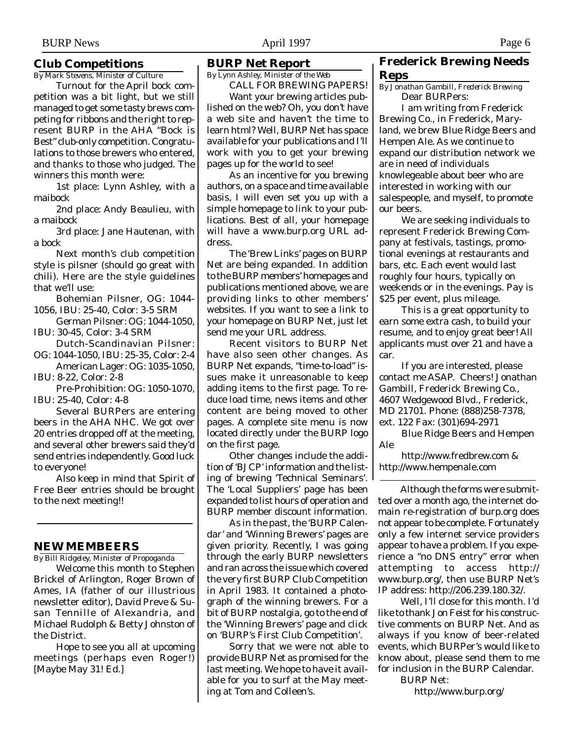## Club Competitions

*By Mark Stevens, Minister of Culture*

Turnout for the April bock competition was a bit light, but we still managed to get some tasty brews competing for ribbons and the right to represent BURP in the AHA "Bock is Best" club-only competition. Congratulations to those brewers who entered, and thanks to those who judged. The winners this month were:

1st place: Lynn Ashley, with a maibock

2nd place: Andy Beaulieu, with a maibock

3rd place: Jane Hautenan, with a bock

Next month's club competition style is pilsner (should go great with chili). Here are the style guidelines that we'll use:

Bohemian Pilsner, OG: 1044-1056, IBU: 25-40, Color: 3-5 SRM

German Pilsner: OG: 1044-1050, IBU: 30-45, Color: 3-4 SRM

Dutch-Scandinavian Pilsner: OG: 1044-1050, IBU: 25-35, Color: 2-4

American Lager: OG: 1035-1050, IBU: 8-22, Color: 2-8

Pre-Prohibition: OG: 1050-1070, IBU: 25-40, Color: 4-8

Several BURPers are entering beers in the AHA NHC. We got over 20 entries dropped off at the meeting, and several other brewers said they'd send entries independently. Good luck to everyone!

Also keep in mind that Spirit of Free Beer entries should be brought to the next meeting!!

## NEW MEMBEERS

*By Bill Ridgeley, Minister of Propoganda*

Welcome this month to Stephen Brickel of Arlington, Roger Brown of Ames, IA (father of our illustrious newsletter editor), David Preve & Susan Tennille of Alexandria, and Michael Rudolph & Betty Johnston of the District.

Hope to see you all at upcoming meetings (perhaps even Roger!) [Maybe May 31! Ed.]

## BURP Net Report

*By Lynn Ashley, Minister of the Web*

CALL FOR BREWING PAPERS!

Want your brewing articles published on the web? Oh, you don't have a web site and haven't the time to learn html? Well, BURP Net has space available for your publications and I'll work with you to get your brewing pages up for the world to see!

As an incentive for you brewing authors, on a space and time available basis, I will even set you up with a simple homepage to link to your publications. Best of all, your homepage will have a www.burp.org URL address.

The 'Brew Links' pages on BURP Net are being expanded. In addition to the BURP members' homepages and publications mentioned above, we are providing links to other members' websites. If you want to see a link to your homepage on BURP Net, just let send me your URL address.

Recent visitors to BURP Net have also seen other changes. As BURP Net expands, "time-to-load" issues make it unreasonable to keep adding items to the first page. To reduce load time, news items and other content are being moved to other pages. A complete site menu is now located directly under the BURP logo on the first page.

Other changes include the addition of 'BJCP' information and the listing of brewing 'Technical Seminars'. The 'Local Suppliers' page has been expanded to list hours of operation and BURP member discount information.

As in the past, the 'BURP Calendar' and 'Winning Brewers' pages are given priority. Recently, I was going through the early BURP newsletters and ran across the issue which covered the very first BURP Club Competition in April 1983. It contained a photograph of the winning brewers. For a bit of BURP nostalgia, go to the end of the 'Winning Brewers' page and click on 'BURP's First Club Competition'.

Sorry that we were not able to provide BURP Net as promised for the last meeting. We hope to have it available for you to surf at the May meeting at Tom and Colleen's.

Although the forms were submitted over a month ago, the internet domain re-registration of burp.org does not appear to be complete. Fortunately only a few internet service providers appear to have a problem. If you experience a "no DNS entry" error when attempting to access http://www.burp.org/, then use BURP Net's IP address: http://206.239.180.32/.

Well, I'll close for this month. I'd like to thank Jon Feist for his constructive comments on BURP Net. And as always if you know of beer-related events, which BURPer's would like to know about, please send them to me for inclusion in the BURP Calendar.

BURP Net:

http://www.burp.org/

## Frederick Brewing Needs Reps

*By Jonathan Gambill, Frederick Brewing*

Dear BURPers:

I am writing from Frederick Brewing Co., in Frederick, Maryland, we brew Blue Ridge Beers and Hempen Ale. As we continue to expand our distribution network we are in need of individuals knowlegeable about beer who are interested in working with our salespeople, and myself, to promote our beers.

We are seeking individuals to represent Frederick Brewing Company at festivals, tastings, promotional evenings at restaurants and bars, etc. Each event would last roughly four hours, typically on weekends or in the evenings. Pay is $25 per event, plus mileage.

This is a great opportunity to earn some extra cash, to build your resume, and to enjoy great beer! All applicants must over 21 and have a car.

If you are interested, please contact me ASAP. Cheers! Jonathan Gambill, Frederick Brewing Co., 4607 Wedgewood Blvd., Frederick, MD 21701. Phone: (888)258-7378, ext. 122 Fax: (301)694-2971

Blue Ridge Beers and Hempen Ale

http://www.fredbrew.com & http://www.hempenale.com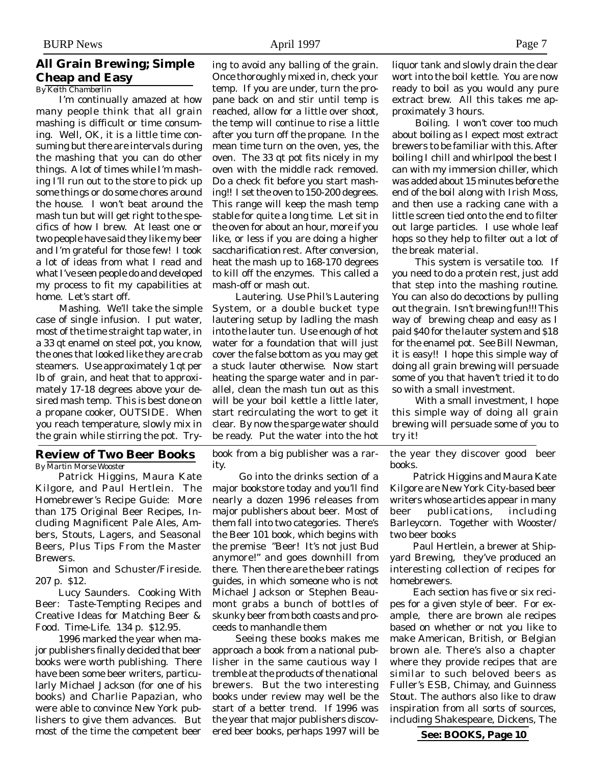## All Grain Brewing; Simple Cheap and Easy

*By Keith Chamberlin*

I'm continually amazed at how many people think that all grain mashing is difficult or time consuming. Well, OK, it is a little time consuming but there are intervals during the mashing that you can do other things. A lot of times while I'm mashing I'll run out to the store to pick up some things or do some chores around the house. I won't beat around the mash tun but will get right to the specifics of how I brew. At least one or two people have said they like my beer and I'm grateful for those few! I took a lot of ideas from what I read and what I've seen people do and developed my process to fit my capabilities at home. Let's start off.

Mashing. We'll take the simple case of single infusion. I put water, most of the time straight tap water, in a 33 qt enamel on steel pot, you know, the ones that looked like they are crab steamers. Use approximately 1 qt per lb of grain, and heat that to approximately 17-18 degrees above your desired mash temp. This is best done on a propane cooker, OUTSIDE. When you reach temperature, slowly mix in the grain while stirring the pot. Trying to avoid any balling of the grain. Once thoroughly mixed in, check your temp. If you are under, turn the propane back on and stir until temp is reached, allow for a little over shoot, the temp will continue to rise a little after you turn off the propane. In the mean time turn on the oven, yes, the oven. The 33 qt pot fits nicely in my oven with the middle rack removed. Do a check fit before you start mashing!! I set the oven to 150-200 degrees. This range will keep the mash temp stable for quite a long time. Let sit in the oven for about an hour, more if you like, or less if you are doing a higher saccharification rest. After conversion, heat the mash up to 168-170 degrees to kill off the enzymes. This called a mash-off or mash out.

Lautering. Use Phil's Lautering System, or a double bucket type lautering setup by ladling the mash into the lauter tun. Use enough of hot water for a foundation that will just cover the false bottom as you may get a stuck lauter otherwise. Now start heating the sparge water and in parallel, clean the mash tun out as this will be your boil kettle a little later, start recirculating the wort to get it clear. By now the sparge water should be ready. Put the water into the hot liquor tank and slowly drain the clear wort into the boil kettle. You are now ready to boil as you would any pure extract brew. All this takes me approximately 3 hours.

Boiling. I won't cover too much about boiling as I expect most extract brewers to be familiar with this. After boiling I chill and whirlpool the best I can with my immersion chiller, which was added about 15 minutes before the end of the boil along with Irish Moss, and then use a racking cane with a little screen tied onto the end to filter out large particles. I use whole leaf hops so they help to filter out a lot of the break material.

This system is versatile too. If you need to do a protein rest, just add that step into the mashing routine. You can also do decoctions by pulling out the grain. Isn't brewing fun!!! This way of brewing cheap and easy as I paid $40 for the lauter system and $18 for the enamel pot. See Bill Newman, it is easy!! I hope this simple way of doing all grain brewing will persuade some of you that haven't tried it to do so with a small investment.

With a small investment, I hope this simple way of doing all grain brewing will persuade some of you to try it!

## Review of Two Beer Books

*By Martin Morse Wooster*

Patrick Higgins, Maura Kate Kilgore, and Paul Hertlein. The Homebrewer's Recipe Guide: More than 175 Original Beer Recipes, Including Magnificent Pale Ales, Ambers, Stouts, Lagers, and Seasonal Beers, Plus Tips From the Master Brewers.

Simon and Schuster/Fireside. 207 p. $12.

Lucy Saunders. Cooking With Beer: Taste-Tempting Recipes and Creative Ideas for Matching Beer & Food. Time-Life. 134 p. $12.95.

1996 marked the year when major publishers finally decided that beer books were worth publishing. There have been some beer writers, particularly Michael Jackson (for one of his books) and Charlie Papazian, who were able to convince New York publishers to give them advances. But most of the time the competent beer book from a big publisher was a rarity.

Go into the drinks section of a major bookstore today and you'll find nearly a dozen 1996 releases from major publishers about beer. Most of them fall into two categories. There's the Beer 101 book, which begins with the premise "Beer! It's not just Bud anymore!" and goes downhill from there. Then there are the beer ratings guides, in which someone who is not Michael Jackson or Stephen Beaumont grabs a bunch of bottles of skunky beer from both coasts and proceeds to manhandle them

Seeing these books makes me approach a book from a national publisher in the same cautious way I tremble at the products of the national brewers. But the two interesting books under review may well be the start of a better trend. If 1996 was the year that major publishers discovered beer books, perhaps 1997 will be the year they discover good beer books.

Patrick Higgins and Maura Kate Kilgore are New York City-based beer writers whose articles appear in many beer publications, including Barleycorn. Together with Wooster/two beer books

Paul Hertlein, a brewer at Shipyard Brewing, they've produced an interesting collection of recipes for homebrewers.

Each section has five or six recipes for a given style of beer. For example, there are brown ale recipes based on whether or not you like to make American, British, or Belgian brown ale. There's also a chapter where they provide recipes that are similar to such beloved beers as Fuller's ESB, Chimay, and Guinness Stout. The authors also like to draw inspiration from all sorts of sources, including Shakespeare, Dickens, The

**See: BOOKS, Page 10**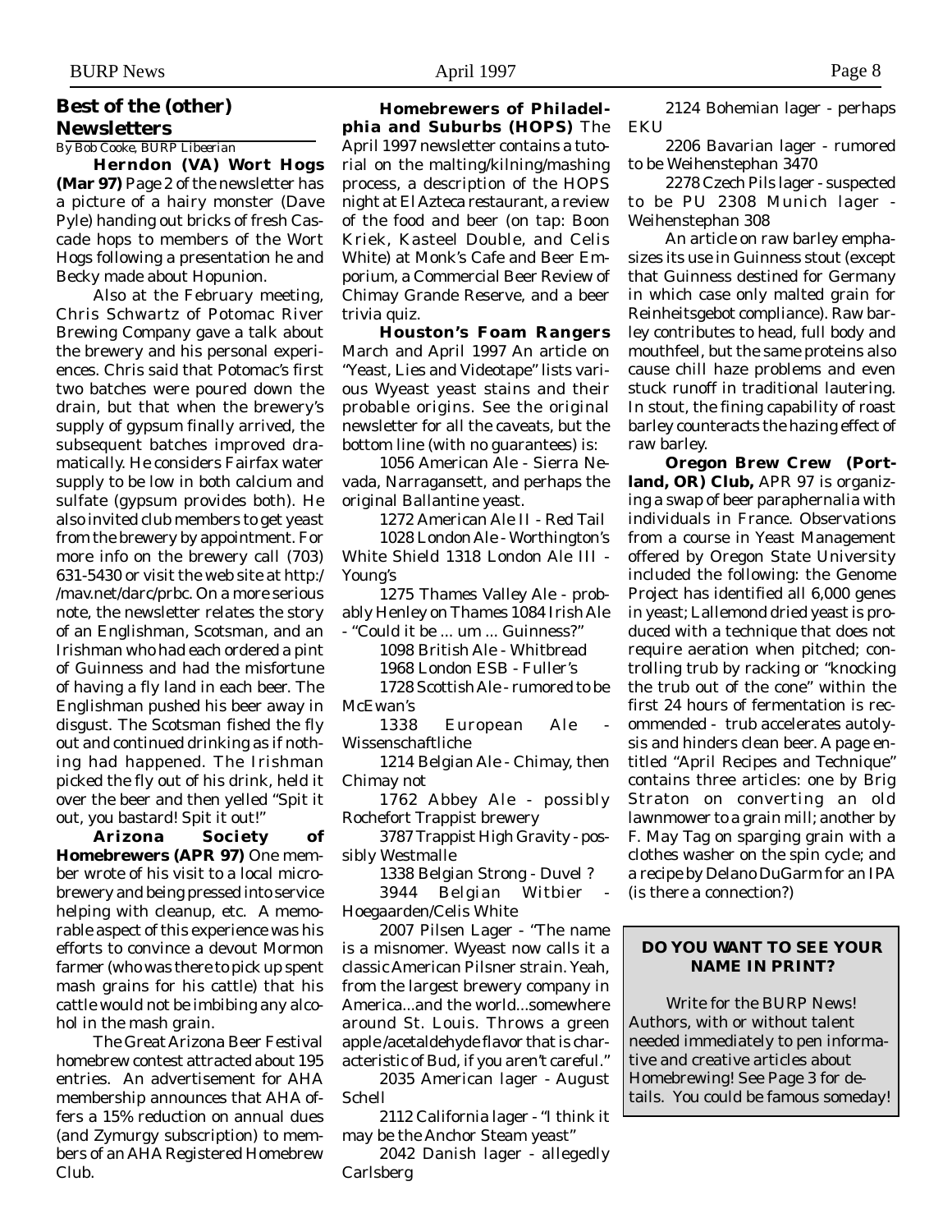## Best of the (other) Newsletters

*By Bob Cooke, BURP Libeerian*

**Herndon (VA) Wort Hogs (Mar 97)** Page 2 of the newsletter has a picture of a hairy monster (Dave Pyle) handing out bricks of fresh Cascade hops to members of the Wort Hogs following a presentation he and Becky made about Hopunion.

Also at the February meeting, Chris Schwartz of Potomac River Brewing Company gave a talk about the brewery and his personal experiences. Chris said that Potomac's first two batches were poured down the drain, but that when the brewery's supply of gypsum finally arrived, the subsequent batches improved dramatically. He considers Fairfax water supply to be low in both calcium and sulfate (gypsum provides both). He also invited club members to get yeast from the brewery by appointment. For more info on the brewery call (703) 631-5430 or visit the web site at http://mav.net/darc/prbc. On a more serious note, the newsletter relates the story of an Englishman, Scotsman, and an Irishman who had each ordered a pint of Guinness and had the misfortune of having a fly land in each beer. The Englishman pushed his beer away in disgust. The Scotsman fished the fly out and continued drinking as if nothing had happened. The Irishman picked the fly out of his drink, held it over the beer and then yelled "Spit it out, you bastard! Spit it out!"

**Arizona Society of Homebrewers (APR 97)** One member wrote of his visit to a local microbrewery and being pressed into service helping with cleanup, etc. A memorable aspect of this experience was his efforts to convince a devout Mormon farmer (who was there to pick up spent mash grains for his cattle) that his cattle would not be imbibing any alcohol in the mash grain.

The Great Arizona Beer Festival homebrew contest attracted about 195 entries. An advertisement for AHA membership announces that AHA offers a 15% reduction on annual dues (and Zymurgy subscription) to members of an AHA Registered Homebrew Club.

**Homebrewers of Philadelphia and Suburbs (HOPS)** The April 1997 newsletter contains a tutorial on the malting/kilning/mashing process, a description of the HOPS night at El Azteca restaurant, a review of the food and beer (on tap: Boon Kriek, Kasteel Double, and Celis White) at Monk's Cafe and Beer Emporium, a Commercial Beer Review of Chimay Grande Reserve, and a beer trivia quiz.

**Houston's Foam Rangers** March and April 1997 An article on "Yeast, Lies and Videotape" lists various Wyeast yeast stains and their probable origins. See the original newsletter for all the caveats, but the bottom line (with no guarantees) is:

1056 American Ale - Sierra Nevada, Narragansett, and perhaps the original Ballantine yeast.

1272 American Ale II - Red Tail

1028 London Ale - Worthington's White Shield 1318 London Ale III - Young's

1275 Thames Valley Ale - probably Henley on Thames 1084 Irish Ale - "Could it be ... um ... Guinness?"

1098 British Ale - Whitbread

1968 London ESB - Fuller's

1728 Scottish Ale - rumored to be McEwan's

1338 European Ale - Wissenschaftliche

1214 Belgian Ale - Chimay, then Chimay not

1762 Abbey Ale - possibly Rochefort Trappist brewery

3787 Trappist High Gravity - possibly Westmalle

1338 Belgian Strong - Duvel ?

3944 Belgian Witbier - Hoegaarden/Celis White

2007 Pilsen Lager - "The name is a misnomer. Wyeast now calls it a classic American Pilsner strain. Yeah, from the largest brewery company in America...and the world...somewhere around St. Louis. Throws a green apple /acetaldehyde flavor that is characteristic of Bud, if you aren't careful."

2035 American lager - August Schell

2112 California lager - "I think it may be the Anchor Steam yeast"

2042 Danish lager - allegedly Carlsberg

2124 Bohemian lager - perhaps EKU

2206 Bavarian lager - rumored to be Weihenstephan 3470

2278 Czech Pils lager - suspected to be PU 2308 Munich lager - Weihenstephan 308

An article on raw barley emphasizes its use in Guinness stout (except that Guinness destined for Germany in which case only malted grain for Reinheitsgebot compliance). Raw barley contributes to head, full body and mouthfeel, but the same proteins also cause chill haze problems and even stuck runoff in traditional lautering. In stout, the fining capability of roast barley counteracts the hazing effect of raw barley.

**Oregon Brew Crew (Portland, OR) Club,** APR 97 is organizing a swap of beer paraphernalia with individuals in France. Observations from a course in Yeast Management offered by Oregon State University included the following: the Genome Project has identified all 6,000 genes in yeast; Lallemond dried yeast is produced with a technique that does not require aeration when pitched; controlling trub by racking or "knocking the trub out of the cone" within the first 24 hours of fermentation is recommended - trub accelerates autolysis and hinders clean beer. A page entitled "April Recipes and Technique" contains three articles: one by Brig Straton on converting an old lawnmower to a grain mill; another by F. May Tag on sparging grain with a clothes washer on the spin cycle; and a recipe by Delano DuGarm for an IPA (is there a connection?)

**DO YOU WANT TO SEE YOUR NAME IN PRINT?**

Write for the BURP News! Authors, with or without talent needed immediately to pen informative and creative articles about Homebrewing! See Page 3 for details. You could be famous someday!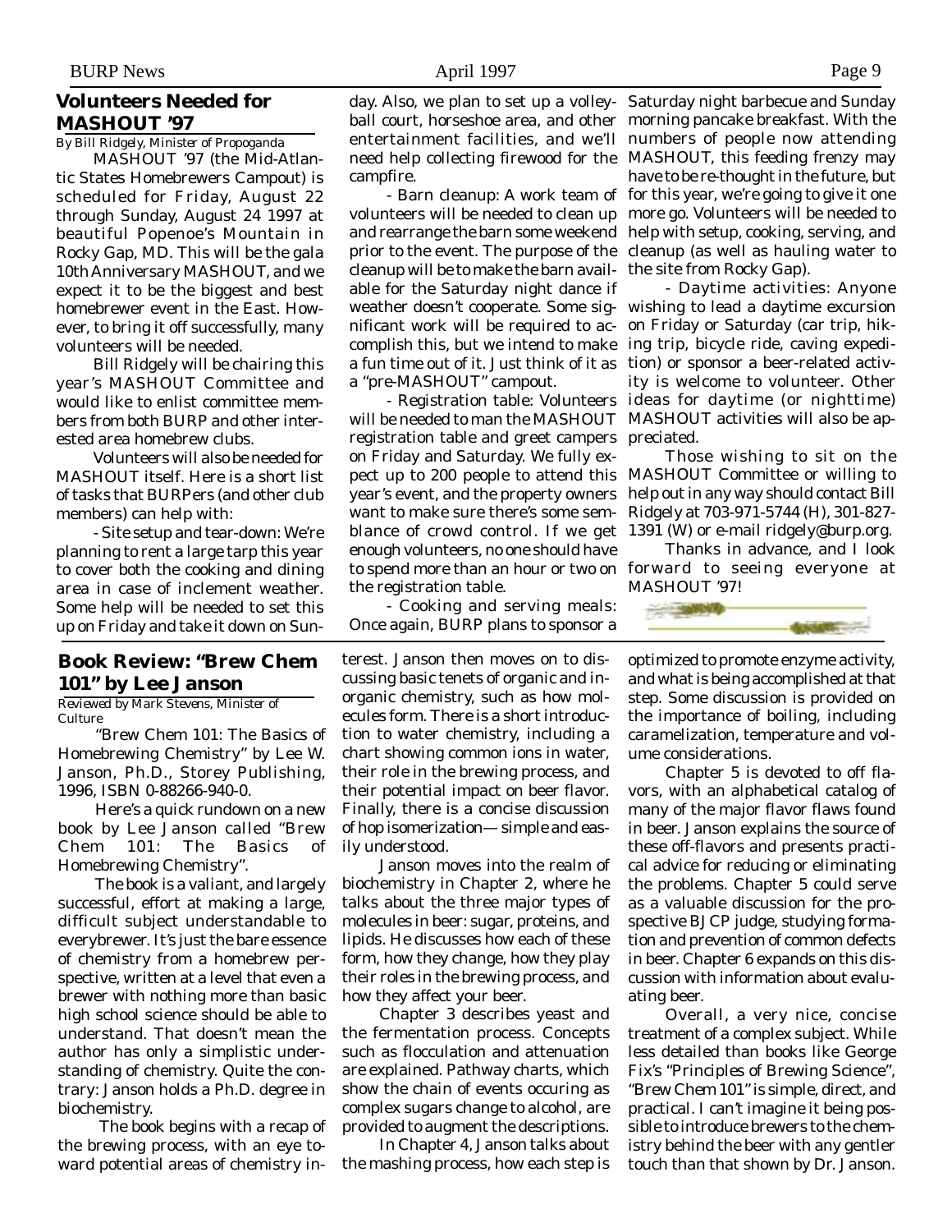## Volunteers Needed for MASHOUT '97

*By Bill Ridgely, Minister of Propoganda*

MASHOUT '97 (the Mid-Atlantic States Homebrewers Campout) is scheduled for Friday, August 22 through Sunday, August 24 1997 at beautiful Popenoe's Mountain in Rocky Gap, MD. This will be the gala 10th Anniversary MASHOUT, and we expect it to be the biggest and best homebrewer event in the East. However, to bring it off successfully, many volunteers will be needed.

Bill Ridgely will be chairing this year's MASHOUT Committee and would like to enlist committee members from both BURP and other interested area homebrew clubs.

Volunteers will also be needed for MASHOUT itself. Here is a short list of tasks that BURPers (and other club members) can help with:

- Site setup and tear-down: We're planning to rent a large tarp this year to cover both the cooking and dining area in case of inclement weather. Some help will be needed to set this up on Friday and take it down on Sunday. Also, we plan to set up a volleyball court, horseshoe area, and other entertainment facilities, and we'll need help collecting firewood for the campfire.

- Barn cleanup: A work team of volunteers will be needed to clean up and rearrange the barn some weekend prior to the event. The purpose of the cleanup will be to make the barn available for the Saturday night dance if weather doesn't cooperate. Some significant work will be required to accomplish this, but we intend to make a fun time out of it. Just think of it as a "pre-MASHOUT" campout.

- Registration table: Volunteers will be needed to man the MASHOUT registration table and greet campers on Friday and Saturday. We fully expect up to 200 people to attend this year's event, and the property owners want to make sure there's some semblance of crowd control. If we get enough volunteers, no one should have to spend more than an hour or two on the registration table.

- Cooking and serving meals: Once again, BURP plans to sponsor a Saturday night barbecue and Sunday morning pancake breakfast. With the numbers of people now attending MASHOUT, this feeding frenzy may have to be re-thought in the future, but for this year, we're going to give it one more go. Volunteers will be needed to help with setup, cooking, serving, and cleanup (as well as hauling water to the site from Rocky Gap).

- Daytime activities: Anyone wishing to lead a daytime excursion on Friday or Saturday (car trip, hiking trip, bicycle ride, caving expedition) or sponsor a beer-related activity is welcome to volunteer. Other ideas for daytime (or nighttime) MASHOUT activities will also be appreciated.

Those wishing to sit on the MASHOUT Committee or willing to help out in any way should contact Bill Ridgely at 703-971-5744 (H), 301-827-1391 (W) or e-mail ridgely@burp.org.

Thanks in advance, and I look forward to seeing everyone at MASHOUT '97!

## Book Review: "Brew Chem 101" by Lee Janson

*Reviewed by Mark Stevens, Minister of Culture*

"Brew Chem 101: The Basics of Homebrewing Chemistry" by Lee W. Janson, Ph.D., Storey Publishing, 1996, ISBN 0-88266-940-0.

Here's a quick rundown on a new book by Lee Janson called "Brew Chem 101: The Basics of Homebrewing Chemistry".

The book is a valiant, and largely successful, effort at making a large, difficult subject understandable to everybrewer. It's just the bare essence of chemistry from a homebrew perspective, written at a level that even a brewer with nothing more than basic high school science should be able to understand. That doesn't mean the author has only a simplistic understanding of chemistry. Quite the contrary: Janson holds a Ph.D. degree in biochemistry.

The book begins with a recap of the brewing process, with an eye toward potential areas of chemistry interest. Janson then moves on to discussing basic tenets of organic and inorganic chemistry, such as how molecules form. There is a short introduction to water chemistry, including a chart showing common ions in water, their role in the brewing process, and their potential impact on beer flavor. Finally, there is a concise discussion of hop isomerization— simple and easily understood.

Janson moves into the realm of biochemistry in Chapter 2, where he talks about the three major types of molecules in beer: sugar, proteins, and lipids. He discusses how each of these form, how they change, how they play their roles in the brewing process, and how they affect your beer.

Chapter 3 describes yeast and the fermentation process. Concepts such as flocculation and attenuation are explained. Pathway charts, which show the chain of events occuring as complex sugars change to alcohol, are provided to augment the descriptions.

In Chapter 4, Janson talks about the mashing process, how each step is optimized to promote enzyme activity, and what is being accomplished at that step. Some discussion is provided on the importance of boiling, including caramelization, temperature and volume considerations.

Chapter 5 is devoted to off flavors, with an alphabetical catalog of many of the major flavor flaws found in beer. Janson explains the source of these off-flavors and presents practical advice for reducing or eliminating the problems. Chapter 5 could serve as a valuable discussion for the prospective BJCP judge, studying formation and prevention of common defects in beer. Chapter 6 expands on this discussion with information about evaluating beer.

Overall, a very nice, concise treatment of a complex subject. While less detailed than books like George Fix's "Principles of Brewing Science", "Brew Chem 101" is simple, direct, and practical. I can't imagine it being possible to introduce brewers to the chemistry behind the beer with any gentler touch than that shown by Dr. Janson.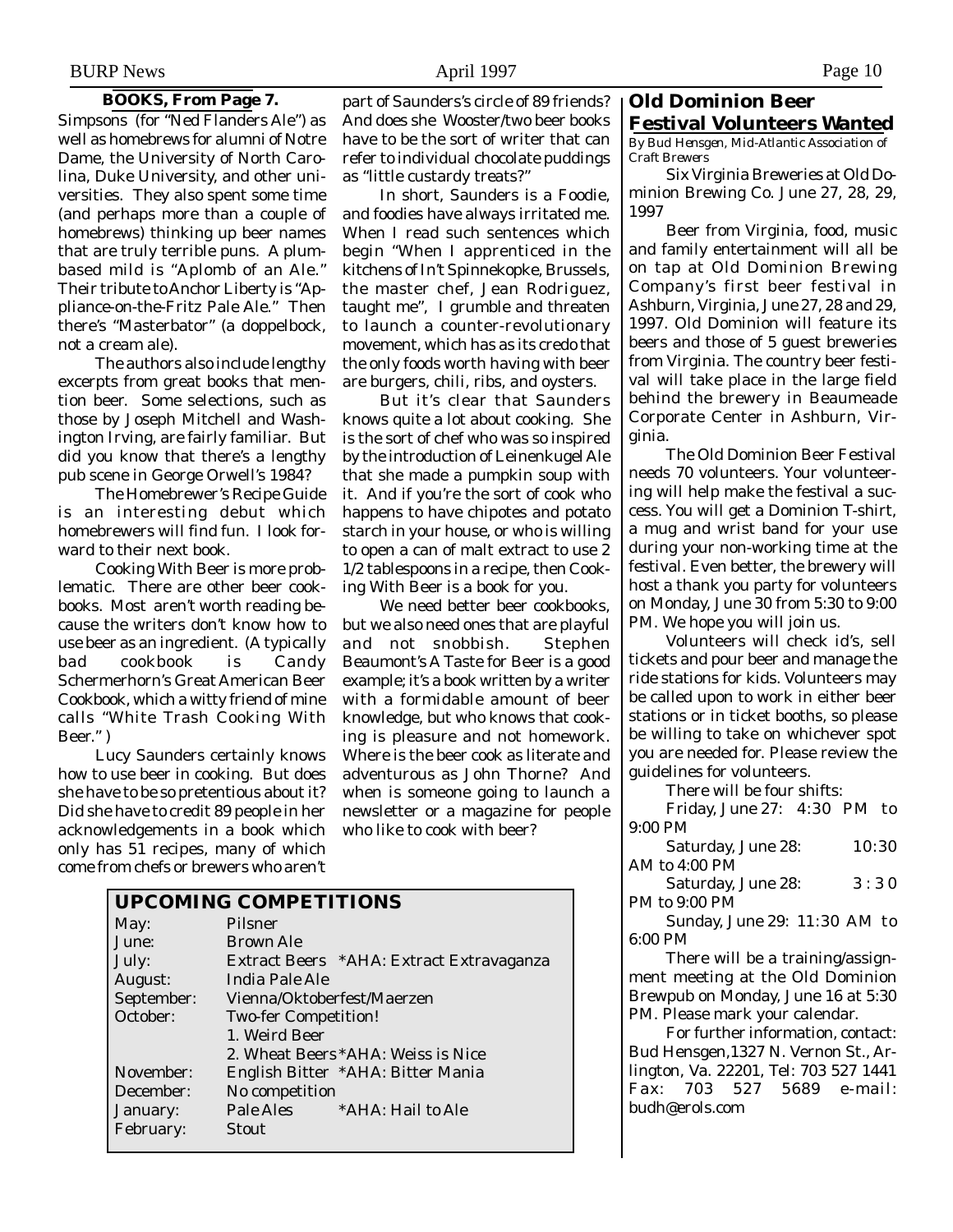**BOOKS, From Page 7.**

Simpsons (for "Ned Flanders Ale") as well as homebrews for alumni of Notre Dame, the University of North Carolina, Duke University, and other universities. They also spent some time (and perhaps more than a couple of homebrews) thinking up beer names that are truly terrible puns. A plum-based mild is "Aplomb of an Ale." Their tribute to Anchor Liberty is "Appliance-on-the-Fritz Pale Ale." Then there's "Masterbator" (a doppelbock, not a cream ale).

The authors also include lengthy excerpts from great books that mention beer. Some selections, such as those by Joseph Mitchell and Washington Irving, are fairly familiar. But did you know that there's a lengthy pub scene in George Orwell's 1984?

The Homebrewer's Recipe Guide is an interesting debut which homebrewers will find fun. I look forward to their next book.

Cooking With Beer is more problematic. There are other beer cookbooks. Most aren't worth reading because the writers don't know how to use beer as an ingredient. (A typically bad cookbook is Candy Schermerhorn's Great American Beer Cookbook, which a witty friend of mine calls "White Trash Cooking With Beer.")

Lucy Saunders certainly knows how to use beer in cooking. But does she have to be so pretentious about it? Did she have to credit 89 people in her acknowledgements in a book which only has 51 recipes, many of which come from chefs or brewers who aren't part of Saunders's circle of 89 friends? And does she Wooster/two beer books have to be the sort of writer that can refer to individual chocolate puddings as "little custardy treats?"

In short, Saunders is a Foodie, and foodies have always irritated me. When I read such sentences which begin "When I apprenticed in the kitchens of In't Spinnekopke, Brussels, the master chef, Jean Rodriguez, taught me", I grumble and threaten to launch a counter-revolutionary movement, which has as its credo that the only foods worth having with beer are burgers, chili, ribs, and oysters.

But it's clear that Saunders knows quite a lot about cooking. She is the sort of chef who was so inspired by the introduction of Leinenkugel Ale that she made a pumpkin soup with it. And if you're the sort of cook who happens to have chipotes and potato starch in your house, or who is willing to open a can of malt extract to use 2 1/2 tablespoons in a recipe, then Cooking With Beer is a book for you.

We need better beer cookbooks, but we also need ones that are playful and not snobbish. Stephen Beaumont's A Taste for Beer is a good example; it's a book written by a writer with a formidable amount of beer knowledge, but who knows that cooking is pleasure and not homework. Where is the beer cook as literate and adventurous as John Thorne? And when is someone going to launch a newsletter or a magazine for people who like to cook with beer?

## UPCOMING COMPETITIONS

| | | |
|---|---|---|
| May: | Pilsner | |
| June: | Brown Ale | |
| July: | Extract Beers | *AHA: Extract Extravaganza |
| August: | India Pale Ale | |
| September: | Vienna/Oktoberfest/Maerzen | |
| October: | Two-fer Competition! | |
| | 1. Weird Beer | |
| | 2. Wheat Beers | *AHA: Weiss is Nice |
| November: | English Bitter | *AHA: Bitter Mania |
| December: | No competition | |
| January: | Pale Ales | *AHA: Hail to Ale |
| February: | Stout | |

## Old Dominion Beer Festival Volunteers Wanted

*By Bud Hensgen, Mid-Atlantic Association of Craft Brewers*

Six Virginia Breweries at Old Dominion Brewing Co. June 27, 28, 29, 1997

Beer from Virginia, food, music and family entertainment will all be on tap at Old Dominion Brewing Company's first beer festival in Ashburn, Virginia, June 27, 28 and 29, 1997. Old Dominion will feature its beers and those of 5 guest breweries from Virginia. The country beer festival will take place in the large field behind the brewery in Beaumeade Corporate Center in Ashburn, Virginia.

The Old Dominion Beer Festival needs 70 volunteers. Your volunteering will help make the festival a success. You will get a Dominion T-shirt, a mug and wrist band for your use during your non-working time at the festival. Even better, the brewery will host a thank you party for volunteers on Monday, June 30 from 5:30 to 9:00 PM. We hope you will join us.

Volunteers will check id's, sell tickets and pour beer and manage the ride stations for kids. Volunteers may be called upon to work in either beer stations or in ticket booths, so please be willing to take on whichever spot you are needed for. Please review the guidelines for volunteers.

There will be four shifts:

Friday, June 27: 4:30 PM to 9:00 PM

Saturday, June 28: 10:30 AM to 4:00 PM

Saturday, June 28: 3:30 PM to 9:00 PM

Sunday, June 29: 11:30 AM to 6:00 PM

There will be a training/assignment meeting at the Old Dominion Brewpub on Monday, June 16 at 5:30 PM. Please mark your calendar.

For further information, contact: Bud Hensgen, 1327 N. Vernon St., Arlington, Va. 22201, Tel: 703 527 1441 Fax: 703 527 5689 e-mail: budh@erols.com